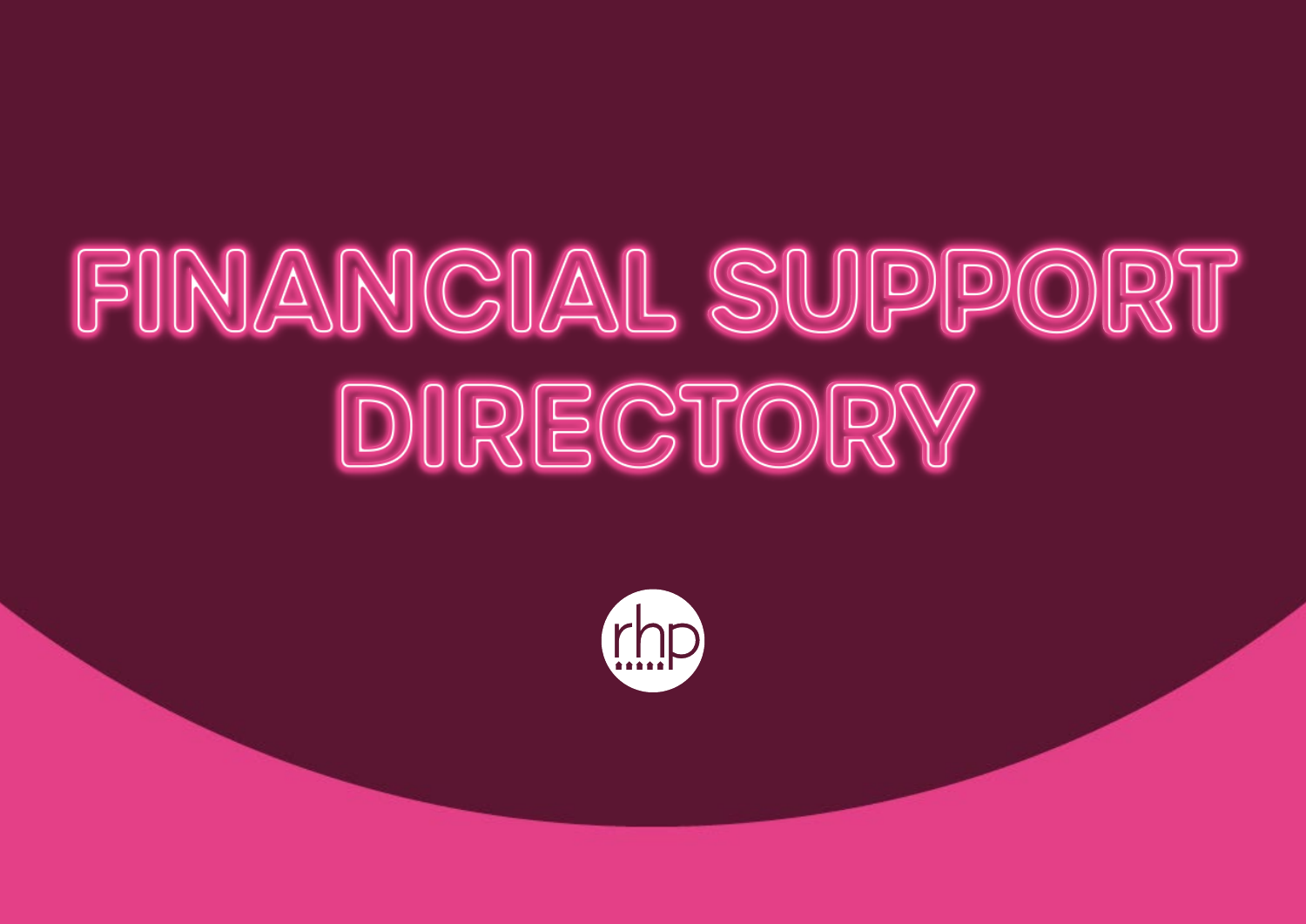# FINANCIAL SUPPORT DIRECTORY

rhp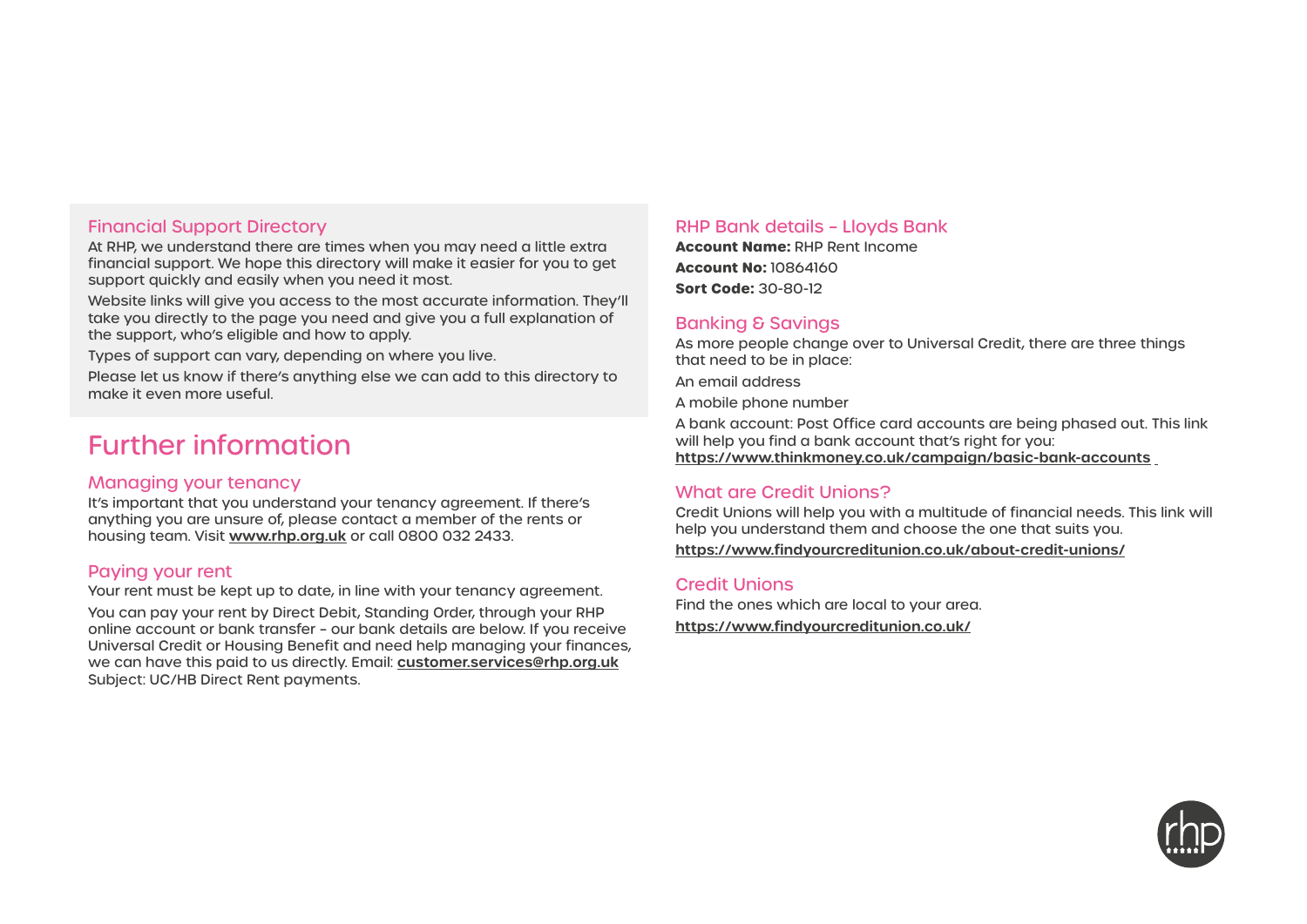## Financial Support Directory

At RHP, we understand there are times when you may need a little extra financial support. We hope this directory will make it easier for you to get support quickly and easily when you need it most.

Website links will give you access to the most accurate information. They'll take you directly to the page you need and give you a full explanation of the support, who's eligible and how to apply.

Types of support can vary, depending on where you live.

Please let us know if there's anything else we can add to this directory to make it even more useful.

# Further information

## Managing your tenancy

It's important that you understand your tenancy agreement. If there's anything you are unsure of, please contact a member of the rents or housing team. Visit **www.rhp.org.uk** or call 0800 032 2433.

## Paying your rent

Your rent must be kept up to date, in line with your tenancy agreement.

You can pay your rent by Direct Debit, Standing Order, through your RHP online account or bank transfer – our bank details are below. If you receive Universal Credit or Housing Benefit and need help managing your finances, we can have this paid to us directly. Email: **customer.services@rhp.org.uk** Subject: UC/HB Direct Rent payments.

## RHP Bank details – Lloyds Bank

**Account Name:** RHP Rent Income

**Account No:** 10864160

**Sort Code:** 30-80-12

## Banking & Savings

As more people change over to Universal Credit, there are three things that need to be in place:

An email address

A mobile phone number

A bank account: Post Office card accounts are being phased out. This link will help you find a bank account that's right for you:
**https://www.thinkmoney.co.uk/campaign/basic-bank-accounts**

## What are Credit Unions?

Credit Unions will help you with a multitude of financial needs. This link will help you understand them and choose the one that suits you.

**https://www.findyourcreditunion.co.uk/about-credit-unions/**

## Credit Unions

Find the ones which are local to your area.

**https://www.findyourcreditunion.co.uk/**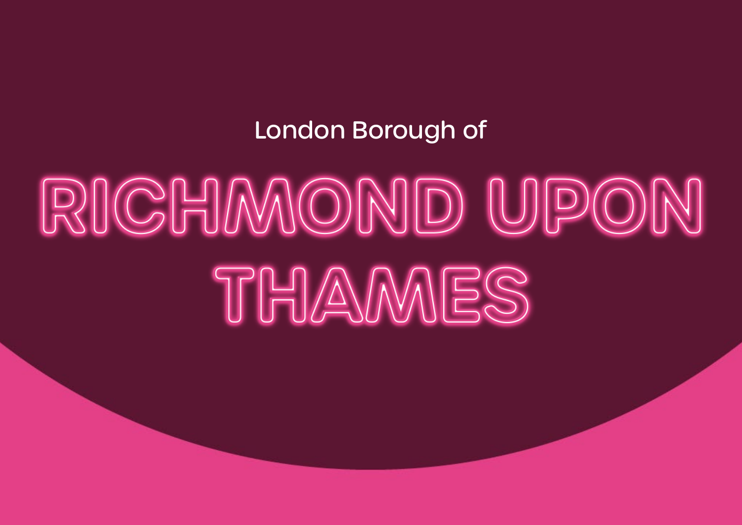London Borough of

# RICHMOND UPON THAMES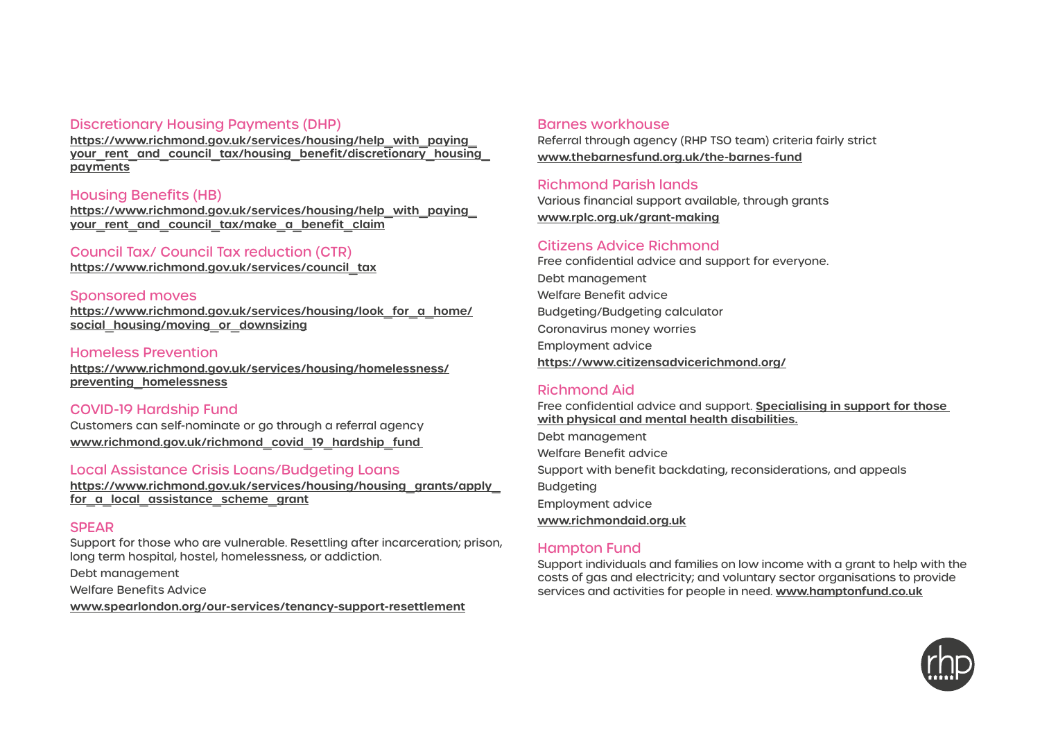## Discretionary Housing Payments (DHP)

**https://www.richmond.gov.uk/services/housing/help_with_paying_your_rent_and_council_tax/housing_benefit/discretionary_housing_payments**

## Housing Benefits (HB)

**https://www.richmond.gov.uk/services/housing/help_with_paying_your_rent_and_council_tax/make_a_benefit_claim**

## Council Tax/ Council Tax reduction (CTR)

**https://www.richmond.gov.uk/services/council_tax**

## Sponsored moves

**https://www.richmond.gov.uk/services/housing/look_for_a_home/social_housing/moving_or_downsizing**

## Homeless Prevention

**https://www.richmond.gov.uk/services/housing/homelessness/preventing_homelessness**

## COVID-19 Hardship Fund

Customers can self-nominate or go through a referral agency

**www.richmond.gov.uk/richmond_covid_19_hardship_fund**

## Local Assistance Crisis Loans/Budgeting Loans

**https://www.richmond.gov.uk/services/housing/housing_grants/apply_for_a_local_assistance_scheme_grant**

## SPEAR

Support for those who are vulnerable. Resettling after incarceration; prison, long term hospital, hostel, homelessness, or addiction.

Debt management

Welfare Benefits Advice

**www.spearlondon.org/our-services/tenancy-support-resettlement**

## Barnes workhouse

Referral through agency (RHP TSO team) criteria fairly strict

**www.thebarnesfund.org.uk/the-barnes-fund**

## Richmond Parish lands

Various financial support available, through grants

**www.rplc.org.uk/grant-making**

## Citizens Advice Richmond

Free confidential advice and support for everyone.

Debt management

Welfare Benefit advice

Budgeting/Budgeting calculator

Coronavirus money worries

Employment advice

**https://www.citizensadvicerichmond.org/**

## Richmond Aid

Free confidential advice and support. **Specialising in support for those with physical and mental health disabilities.**

Debt management

Welfare Benefit advice

Support with benefit backdating, reconsiderations, and appeals

Budgeting

Employment advice

**www.richmondaid.org.uk**

## Hampton Fund

Support individuals and families on low income with a grant to help with the costs of gas and electricity; and voluntary sector organisations to provide services and activities for people in need. **www.hamptonfund.co.uk**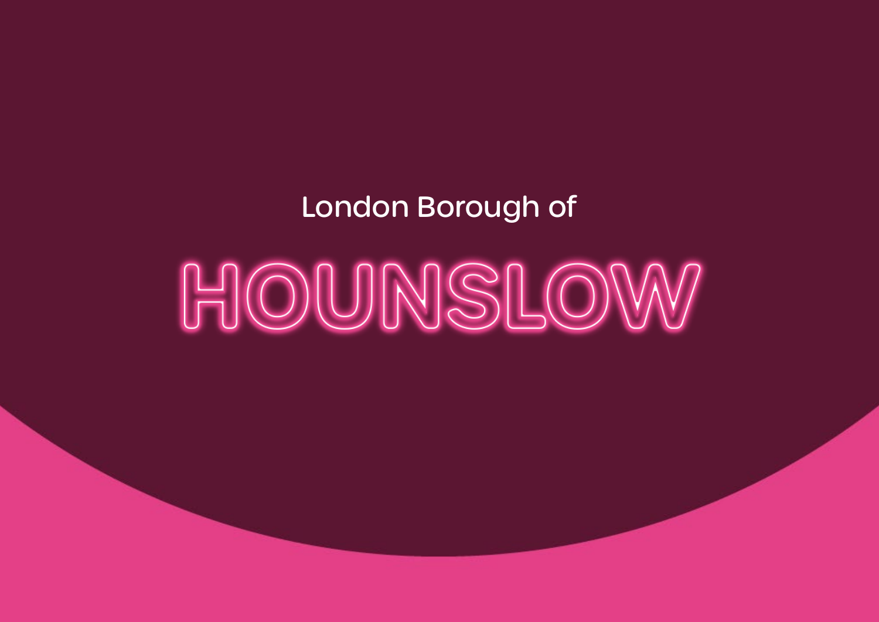London Borough of

# HOUNSLOW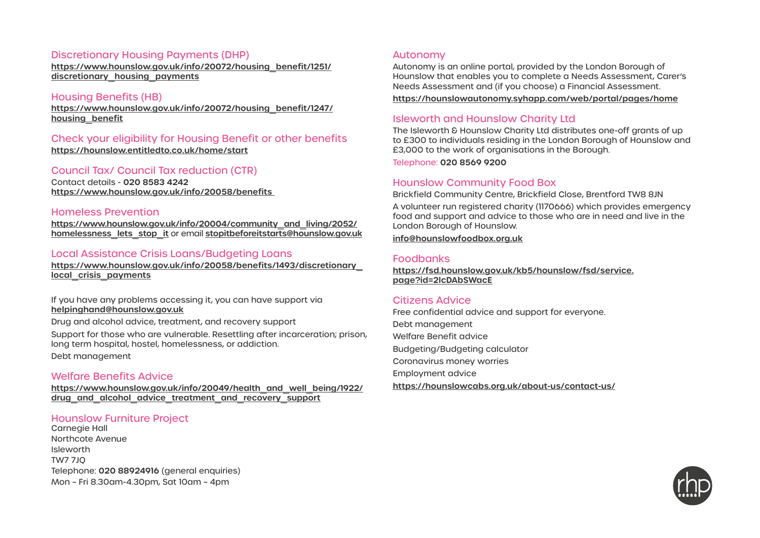## Discretionary Housing Payments (DHP)

**https://www.hounslow.gov.uk/info/20072/housing_benefit/1251/discretionary_housing_payments**

## Housing Benefits (HB)

**https://www.hounslow.gov.uk/info/20072/housing_benefit/1247/housing_benefit**

## Check your eligibility for Housing Benefit or other benefits

**https://hounslow.entitledto.co.uk/home/start**

## Council Tax/ Council Tax reduction (CTR)

Contact details - **020 8583 4242**
**https://www.hounslow.gov.uk/info/20058/benefits**

## Homeless Prevention

**https://www.hounslow.gov.uk/info/20004/community_and_living/2052/homelessness_lets_stop_it** or email **stopitbeforeitstarts@hounslow.gov.uk**

## Local Assistance Crisis Loans/Budgeting Loans

**https://www.hounslow.gov.uk/info/20058/benefits/1493/discretionary_local_crisis_payments**

If you have any problems accessing it, you can have support via **helpinghand@hounslow.gov.uk**

Drug and alcohol advice, treatment, and recovery support

Support for those who are vulnerable. Resettling after incarceration; prison, long term hospital, hostel, homelessness, or addiction.

Debt management

## Welfare Benefits Advice

**https://www.hounslow.gov.uk/info/20049/health_and_well_being/1922/drug_and_alcohol_advice_treatment_and_recovery_support**

## Hounslow Furniture Project

Carnegie Hall
Northcote Avenue
Isleworth
TW7 7JQ
Telephone: **020 88924916** (general enquiries)
Mon – Fri 8.30am-4.30pm, Sat 10am – 4pm

## Autonomy

Autonomy is an online portal, provided by the London Borough of Hounslow that enables you to complete a Needs Assessment, Carer's Needs Assessment and (if you choose) a Financial Assessment.

**https://hounslowautonomy.syhapp.com/web/portal/pages/home**

## Isleworth and Hounslow Charity Ltd

The Isleworth & Hounslow Charity Ltd distributes one-off grants of up to £300 to individuals residing in the London Borough of Hounslow and £3,000 to the work of organisations in the Borough.

Telephone: **020 8569 9200**

## Hounslow Community Food Box

Brickfield Community Centre, Brickfield Close, Brentford TW8 8JN

A volunteer run registered charity (1170666) which provides emergency food and support and advice to those who are in need and live in the London Borough of Hounslow.

**info@hounslowfoodbox.org.uk**

## Foodbanks

**https://fsd.hounslow.gov.uk/kb5/hounslow/fsd/service.page?id=2IcDAbSWacE**

## Citizens Advice

Free confidential advice and support for everyone.

Debt management

Welfare Benefit advice

Budgeting/Budgeting calculator

Coronavirus money worries

Employment advice

**https://hounslowcabs.org.uk/about-us/contact-us/**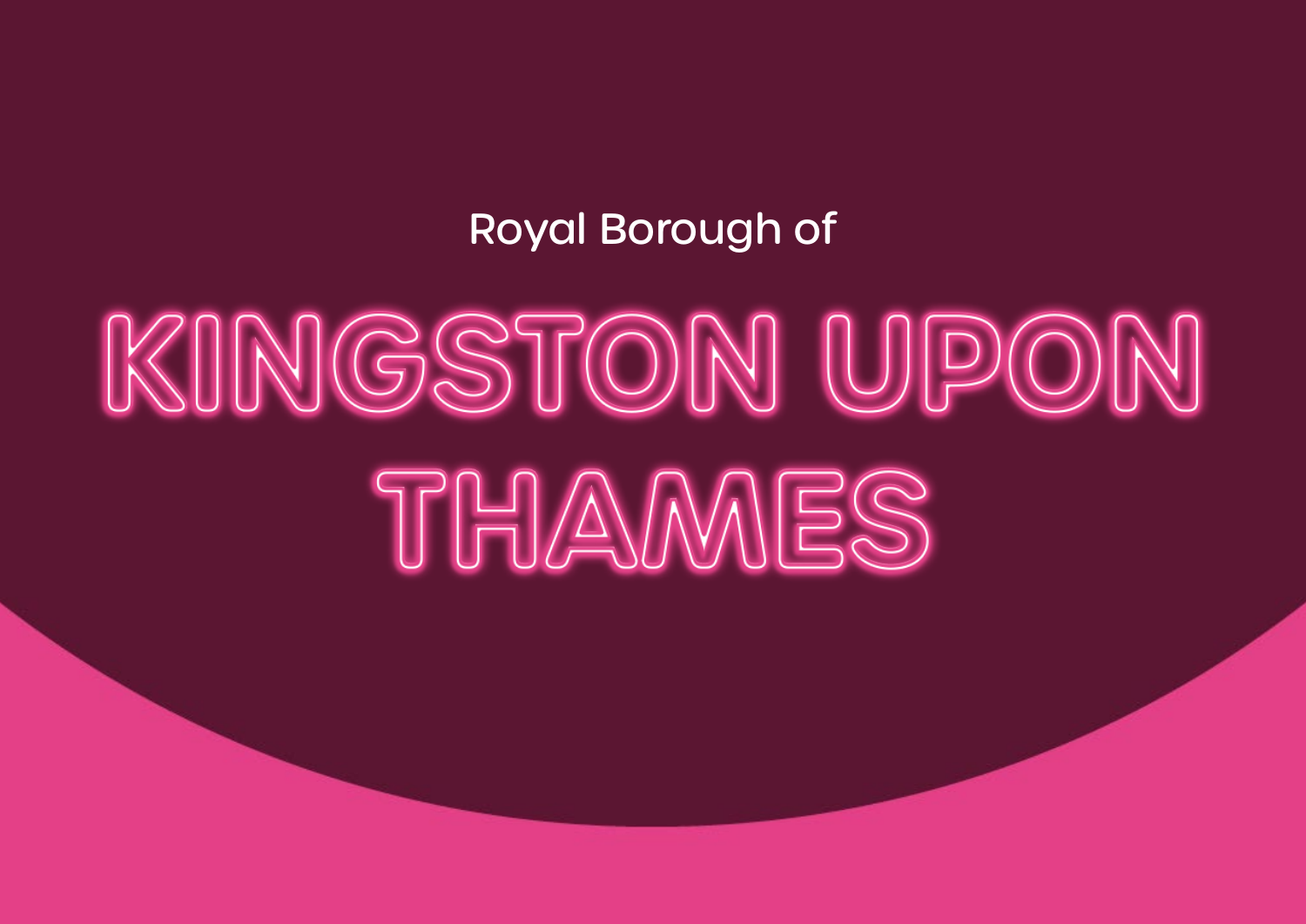Royal Borough of

# KINGSTON UPON THAMES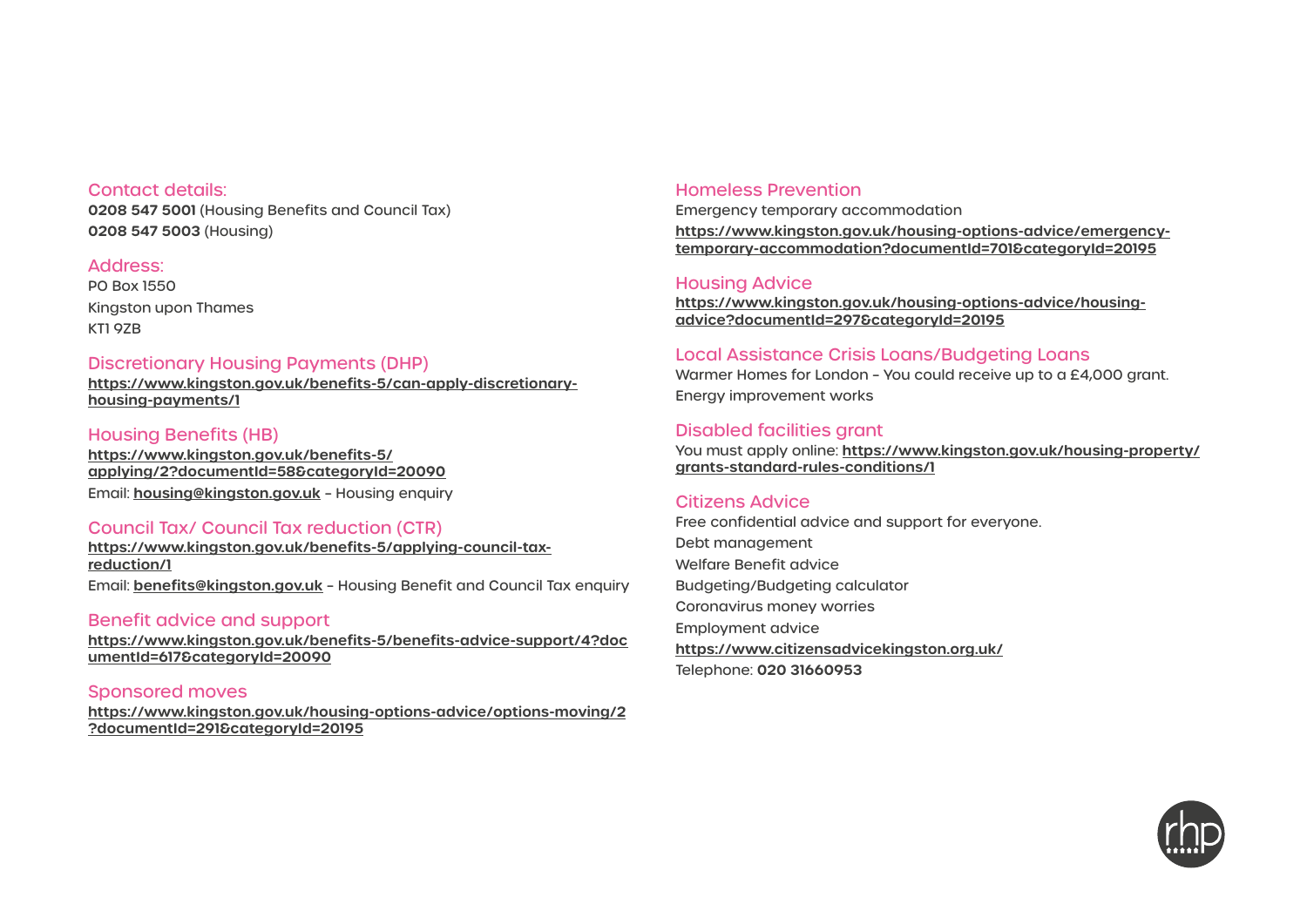## Contact details:

**0208 547 5001** (Housing Benefits and Council Tax)
**0208 547 5003** (Housing)

## Address:

PO Box 1550
Kingston upon Thames
KT1 9ZB

## Discretionary Housing Payments (DHP)

**https://www.kingston.gov.uk/benefits-5/can-apply-discretionary-housing-payments/1**

## Housing Benefits (HB)

**https://www.kingston.gov.uk/benefits-5/applying/2?documentId=58&categoryId=20090**

Email: **housing@kingston.gov.uk** – Housing enquiry

## Council Tax/ Council Tax reduction (CTR)

**https://www.kingston.gov.uk/benefits-5/applying-council-tax-reduction/1**

Email: **benefits@kingston.gov.uk** – Housing Benefit and Council Tax enquiry

## Benefit advice and support

**https://www.kingston.gov.uk/benefits-5/benefits-advice-support/4?documentId=617&categoryId=20090**

## Sponsored moves

**https://www.kingston.gov.uk/housing-options-advice/options-moving/2?documentId=291&categoryId=20195**

## Homeless Prevention

Emergency temporary accommodation

**https://www.kingston.gov.uk/housing-options-advice/emergency-temporary-accommodation?documentId=701&categoryId=20195**

## Housing Advice

**https://www.kingston.gov.uk/housing-options-advice/housing-advice?documentId=297&categoryId=20195**

## Local Assistance Crisis Loans/Budgeting Loans

Warmer Homes for London – You could receive up to a £4,000 grant.
Energy improvement works

## Disabled facilities grant

You must apply online: **https://www.kingston.gov.uk/housing-property/grants-standard-rules-conditions/1**

## Citizens Advice

Free confidential advice and support for everyone.
Debt management
Welfare Benefit advice
Budgeting/Budgeting calculator
Coronavirus money worries
Employment advice
**https://www.citizensadvicekingston.org.uk/**
Telephone: **020 31660953**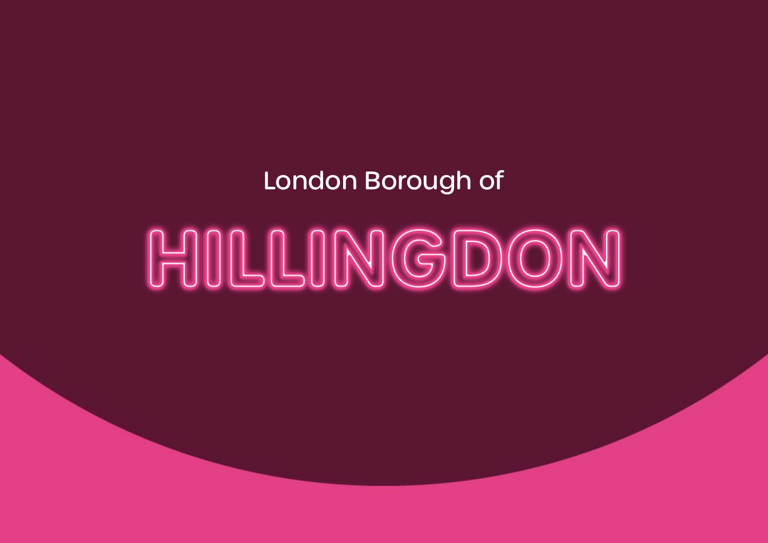London Borough of

# HILLINGDON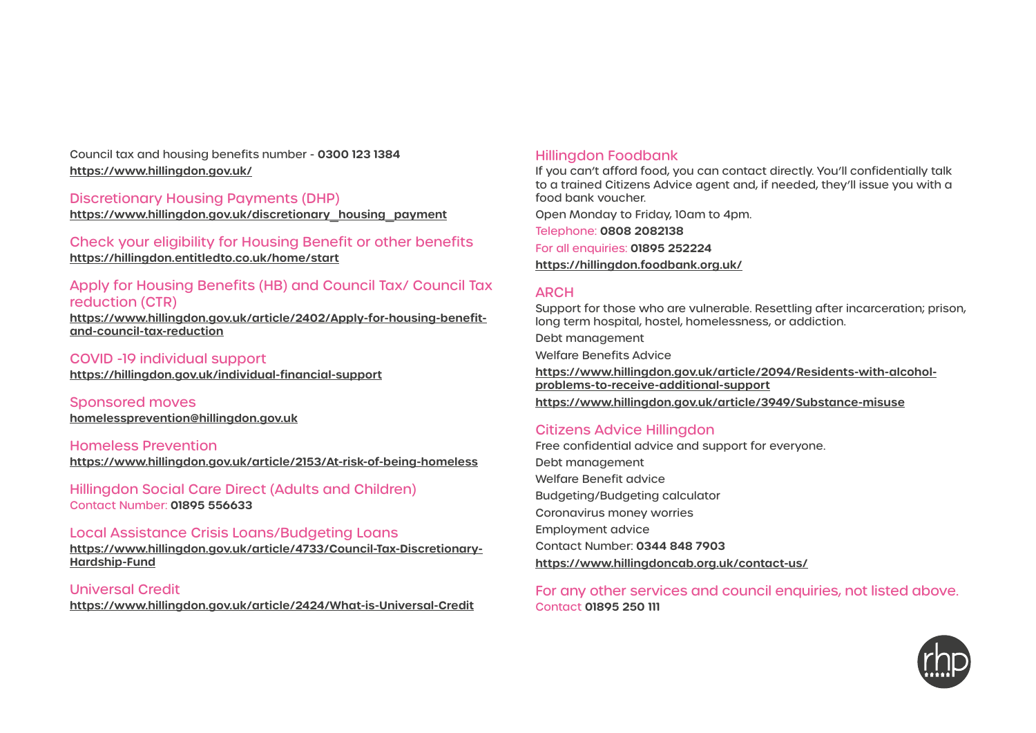Council tax and housing benefits number - **0300 123 1384**

https://www.hillingdon.gov.uk/

## Discretionary Housing Payments (DHP)

https://www.hillingdon.gov.uk/discretionary_housing_payment

## Check your eligibility for Housing Benefit or other benefits

https://hillingdon.entitledto.co.uk/home/start

## Apply for Housing Benefits (HB) and Council Tax/ Council Tax reduction (CTR)

https://www.hillingdon.gov.uk/article/2402/Apply-for-housing-benefit-and-council-tax-reduction

## COVID -19 individual support

https://hillingdon.gov.uk/individual-financial-support

## Sponsored moves

homelessprevention@hillingdon.gov.uk

## Homeless Prevention

https://www.hillingdon.gov.uk/article/2153/At-risk-of-being-homeless

## Hillingdon Social Care Direct (Adults and Children)

Contact Number: **01895 556633**

## Local Assistance Crisis Loans/Budgeting Loans

https://www.hillingdon.gov.uk/article/4733/Council-Tax-Discretionary-Hardship-Fund

## Universal Credit

https://www.hillingdon.gov.uk/article/2424/What-is-Universal-Credit

## Hillingdon Foodbank

If you can't afford food, you can contact directly. You'll confidentially talk to a trained Citizens Advice agent and, if needed, they'll issue you with a food bank voucher.

Open Monday to Friday, 10am to 4pm.

Telephone: **0808 2082138**

For all enquiries: **01895 252224**

https://hillingdon.foodbank.org.uk/

## ARCH

Support for those who are vulnerable. Resettling after incarceration; prison, long term hospital, hostel, homelessness, or addiction.

Debt management

Welfare Benefits Advice

https://www.hillingdon.gov.uk/article/2094/Residents-with-alcohol-problems-to-receive-additional-support

https://www.hillingdon.gov.uk/article/3949/Substance-misuse

## Citizens Advice Hillingdon

Free confidential advice and support for everyone.

Debt management

Welfare Benefit advice

Budgeting/Budgeting calculator

Coronavirus money worries

Employment advice

Contact Number: **0344 848 7903**

https://www.hillingdoncab.org.uk/contact-us/

## For any other services and council enquiries, not listed above.

Contact **01895 250 111**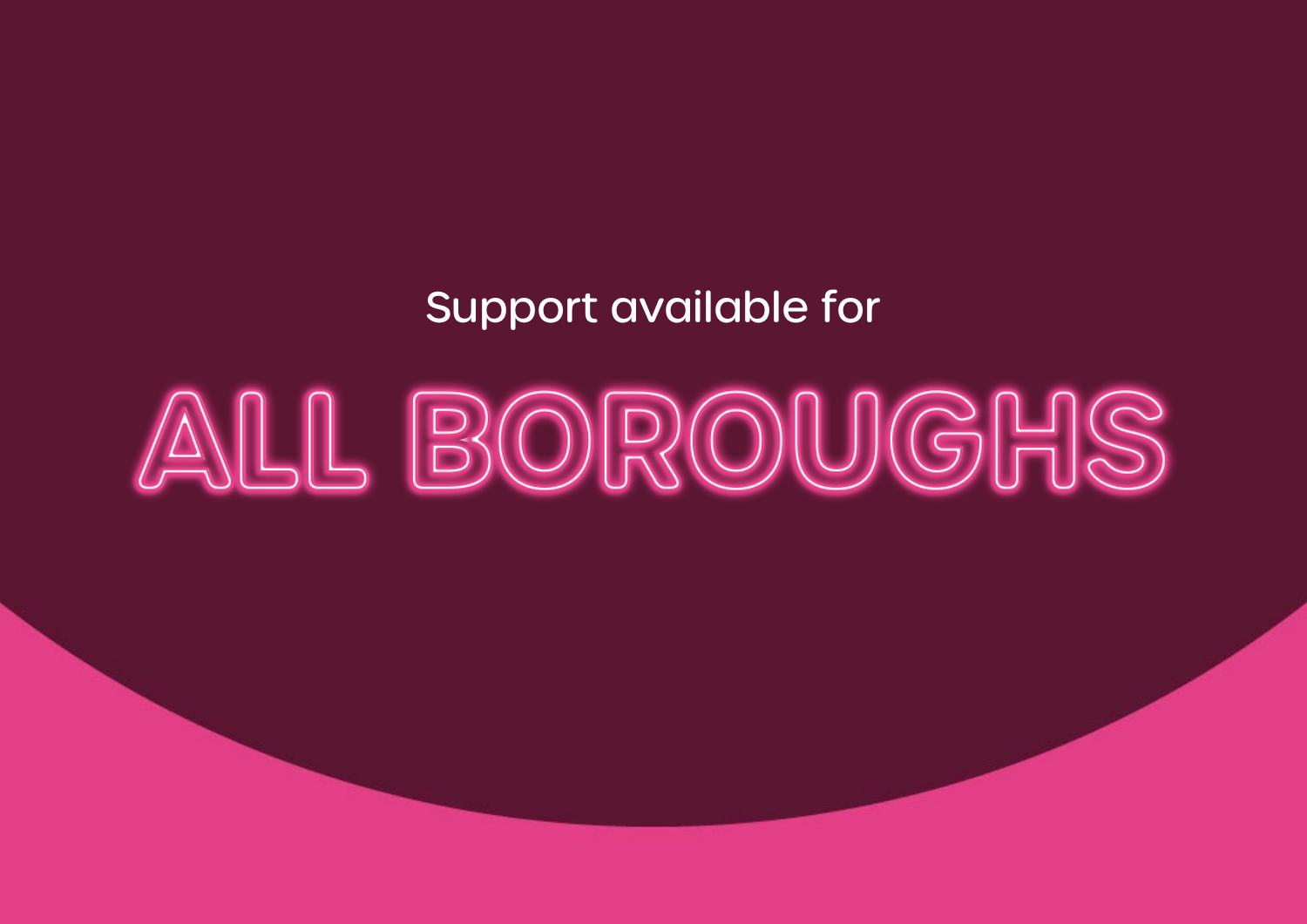Support available for

# ALL BOROUGHS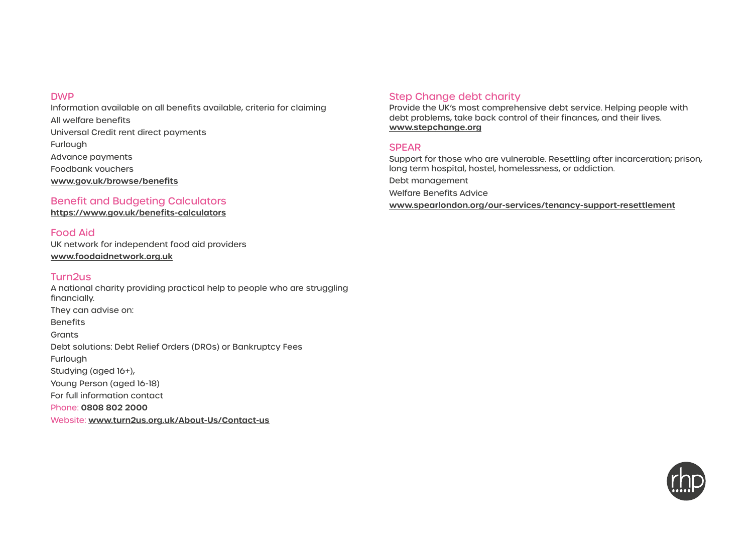## DWP

Information available on all benefits available, criteria for claiming

All welfare benefits

Universal Credit rent direct payments

Furlough

Advance payments

Foodbank vouchers

**www.gov.uk/browse/benefits**

## Benefit and Budgeting Calculators

**https://www.gov.uk/benefits-calculators**

## Food Aid

UK network for independent food aid providers

**www.foodaidnetwork.org.uk**

## Turn2us

A national charity providing practical help to people who are struggling financially.

They can advise on:

Benefits

Grants

Debt solutions: Debt Relief Orders (DROs) or Bankruptcy Fees

Furlough

Studying (aged 16+),

Young Person (aged 16-18)

For full information contact

Phone: **0808 802 2000**

Website: **www.turn2us.org.uk/About-Us/Contact-us**

## Step Change debt charity

Provide the UK's most comprehensive debt service. Helping people with debt problems, take back control of their finances, and their lives.
**www.stepchange.org**

## SPEAR

Support for those who are vulnerable. Resettling after incarceration; prison, long term hospital, hostel, homelessness, or addiction.

Debt management

Welfare Benefits Advice

**www.spearlondon.org/our-services/tenancy-support-resettlement**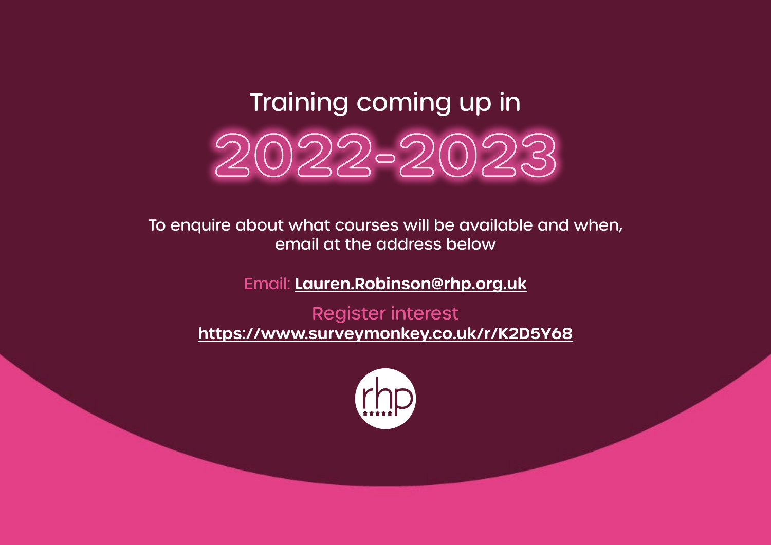# Training coming up in

# 2022-2023

To enquire about what courses will be available and when, email at the address below

Email: **Lauren.Robinson@rhp.org.uk**

Register interest
**https://www.surveymonkey.co.uk/r/K2D5Y68**

rhp